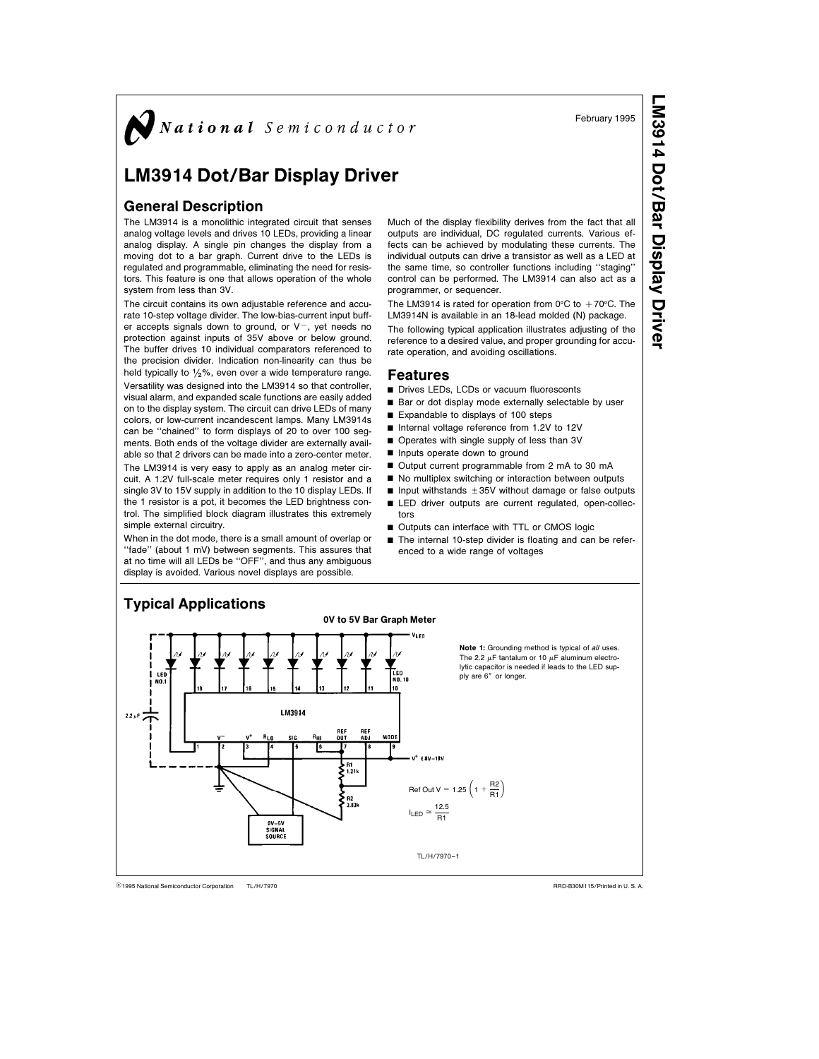National Semiconductor

February 1995

# LM3914 Dot/Bar Display Driver

## General Description

The LM3914 is a monolithic integrated circuit that senses analog voltage levels and drives 10 LEDs, providing a linear analog display. A single pin changes the display from a moving dot to a bar graph. Current drive to the LEDs is regulated and programmable, eliminating the need for resistors. This feature is one that allows operation of the whole system from less than 3V.

The circuit contains its own adjustable reference and accurate 10-step voltage divider. The low-bias-current input buffer accepts signals down to ground, or $V^-$, yet needs no protection against inputs of 35V above or below ground. The buffer drives 10 individual comparators referenced to the precision divider. Indication non-linearity can thus be held typically to ½%, even over a wide temperature range.

Versatility was designed into the LM3914 so that controller, visual alarm, and expanded scale functions are easily added on to the display system. The circuit can drive LEDs of many colors, or low-current incandescent lamps. Many LM3914s can be "chained" to form displays of 20 to over 100 segments. Both ends of the voltage divider are externally available so that 2 drivers can be made into a zero-center meter.

The LM3914 is very easy to apply as an analog meter circuit. A 1.2V full-scale meter requires only 1 resistor and a single 3V to 15V supply in addition to the 10 display LEDs. If the 1 resistor is a pot, it becomes the LED brightness control. The simplified block diagram illustrates this extremely simple external circuitry.

When in the dot mode, there is a small amount of overlap or "fade" (about 1 mV) between segments. This assures that at no time will all LEDs be "OFF", and thus any ambiguous display is avoided. Various novel displays are possible.

Much of the display flexibility derives from the fact that all outputs are individual, DC regulated currents. Various effects can be achieved by modulating these currents. The individual outputs can drive a transistor as well as a LED at the same time, so controller functions including "staging" control can be performed. The LM3914 can also act as a programmer, or sequencer.

The LM3914 is rated for operation from 0°C to +70°C. The LM3914N is available in an 18-lead molded (N) package.

The following typical application illustrates adjusting of the reference to a desired value, and proper grounding for accurate operation, and avoiding oscillations.

## Features

- Drives LEDs, LCDs or vacuum fluorescents
- Bar or dot display mode externally selectable by user
- Expandable to displays of 100 steps
- Internal voltage reference from 1.2V to 12V
- Operates with single supply of less than 3V
- Inputs operate down to ground
- Output current programmable from 2 mA to 30 mA
- No multiplex switching or interaction between outputs
- Input withstands ±35V without damage or false outputs
- LED driver outputs are current regulated, open-collectors
- Outputs can interface with TTL or CMOS logic
- The internal 10-step divider is floating and can be referenced to a wide range of voltages

## Typical Applications

**0V to 5V Bar Graph Meter**

**Note 1:** Grounding method is typical of *all* uses. The 2.2 µF tantalum or 10 µF aluminum electrolytic capacitor is needed if leads to the LED supply are 6" or longer.

$$\text{Ref Out V} = 1.25\left(1 + \frac{R2}{R1}\right)$$

$$I_{LED} \cong \frac{12.5}{R1}$$

TL/H/7970–1

©1995 National Semiconductor Corporation TL/H/7970 RRD-B30M115/Printed in U. S. A.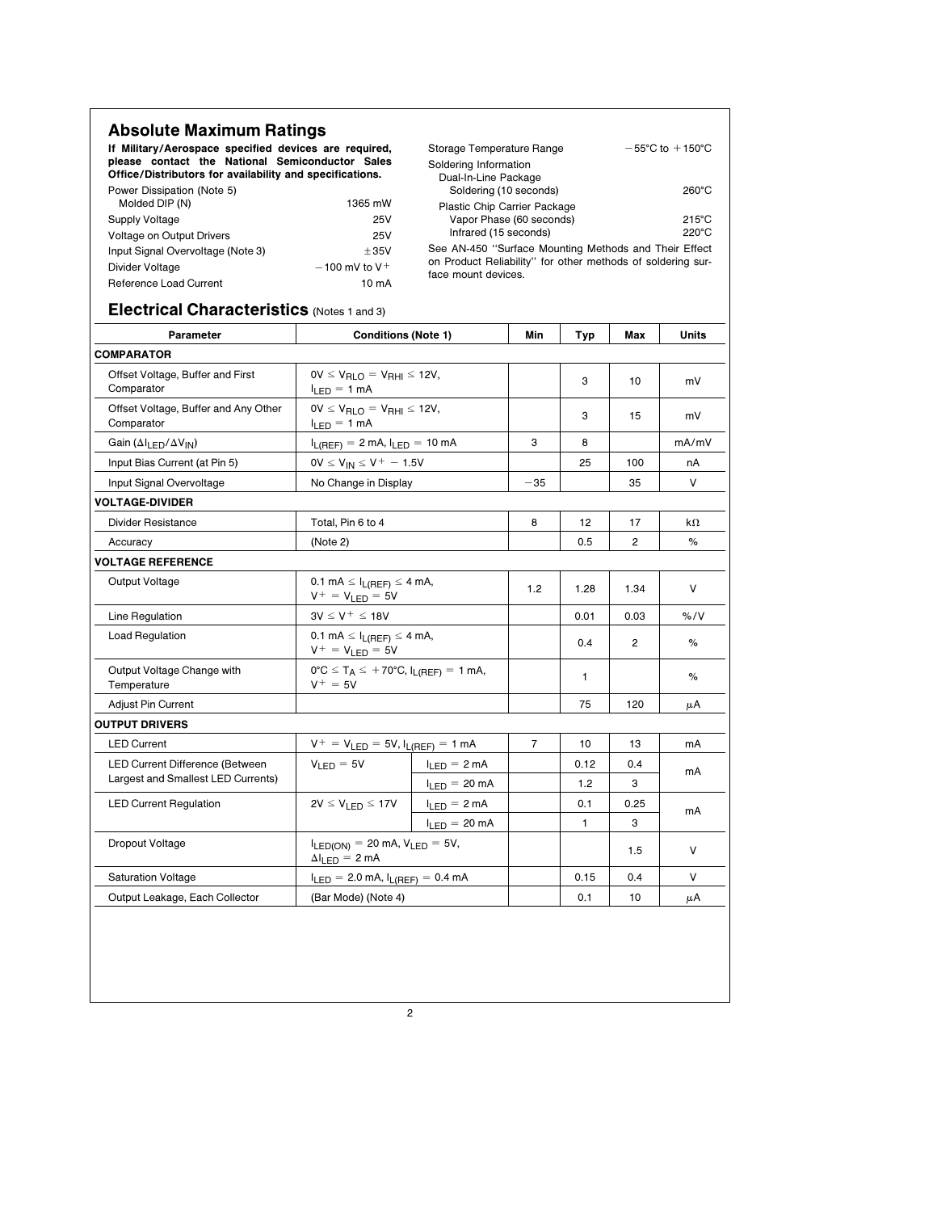## Absolute Maximum Ratings

**If Military/Aerospace specified devices are required, please contact the National Semiconductor Sales Office/Distributors for availability and specifications.**

| | |
|---|---|
| Power Dissipation (Note 5) | |
| Molded DIP (N) | 1365 mW |
| Supply Voltage | 25V |
| Voltage on Output Drivers | 25V |
| Input Signal Overvoltage (Note 3) | ±35V |
| Divider Voltage | −100 mV to $V^+$ |
| Reference Load Current | 10 mA |
| Storage Temperature Range | −55°C to +150°C |
| Soldering Information | |
| Dual-In-Line Package | |
| Soldering (10 seconds) | 260°C |
| Plastic Chip Carrier Package | |
| Vapor Phase (60 seconds) | 215°C |
| Infrared (15 seconds) | 220°C |

See AN-450 "Surface Mounting Methods and Their Effect on Product Reliability" for other methods of soldering surface mount devices.

## Electrical Characteristics (Notes 1 and 3)

| Parameter | Conditions (Note 1) | | Min | Typ | Max | Units |
|---|---|---|---|---|---|---|
| **COMPARATOR** | | | | | | |
| Offset Voltage, Buffer and First Comparator | $0V \leq V_{RLO} = V_{RHI} \leq 12V$, $I_{LED} = 1$ mA | | | 3 | 10 | mV |
| Offset Voltage, Buffer and Any Other Comparator | $0V \leq V_{RLO} = V_{RHI} \leq 12V$, $I_{LED} = 1$ mA | | | 3 | 15 | mV |
| Gain ($\Delta I_{LED}/\Delta V_{IN}$) | $I_{L(REF)} = 2$ mA, $I_{LED} = 10$ mA | | 3 | 8 | | mA/mV |
| Input Bias Current (at Pin 5) | $0V \leq V_{IN} \leq V^+ - 1.5V$ | | | 25 | 100 | nA |
| Input Signal Overvoltage | No Change in Display | | −35 | | 35 | V |
| **VOLTAGE-DIVIDER** | | | | | | |
| Divider Resistance | Total, Pin 6 to 4 | | 8 | 12 | 17 | kΩ |
| Accuracy | (Note 2) | | | 0.5 | 2 | % |
| **VOLTAGE REFERENCE** | | | | | | |
| Output Voltage | $0.1$ mA $\leq I_{L(REF)} \leq 4$ mA, $V^+ = V_{LED} = 5V$ | | 1.2 | 1.28 | 1.34 | V |
| Line Regulation | $3V \leq V^+ \leq 18V$ | | | 0.01 | 0.03 | %/V |
| Load Regulation | $0.1$ mA $\leq I_{L(REF)} \leq 4$ mA, $V^+ = V_{LED} = 5V$ | | | 0.4 | 2 | % |
| Output Voltage Change with Temperature | $0°C \leq T_A \leq +70°C$, $I_{L(REF)} = 1$ mA, $V^+ = 5V$ | | | 1 | | % |
| Adjust Pin Current | | | | 75 | 120 | μA |
| **OUTPUT DRIVERS** | | | | | | |
| LED Current | $V^+ = V_{LED} = 5V$, $I_{L(REF)} = 1$ mA | | 7 | 10 | 13 | mA |
| LED Current Difference (Between Largest and Smallest LED Currents) | $V_{LED} = 5V$ | $I_{LED} = 2$ mA | | 0.12 | 0.4 | mA |
| | | $I_{LED} = 20$ mA | | 1.2 | 3 | |
| LED Current Regulation | $2V \leq V_{LED} \leq 17V$ | $I_{LED} = 2$ mA | | 0.1 | 0.25 | mA |
| | | $I_{LED} = 20$ mA | | 1 | 3 | |
| Dropout Voltage | $I_{LED(ON)} = 20$ mA, $V_{LED} = 5V$, $\Delta I_{LED} = 2$ mA | | | | 1.5 | V |
| Saturation Voltage | $I_{LED} = 2.0$ mA, $I_{L(REF)} = 0.4$ mA | | | 0.15 | 0.4 | V |
| Output Leakage, Each Collector | (Bar Mode) (Note 4) | | | 0.1 | 10 | μA |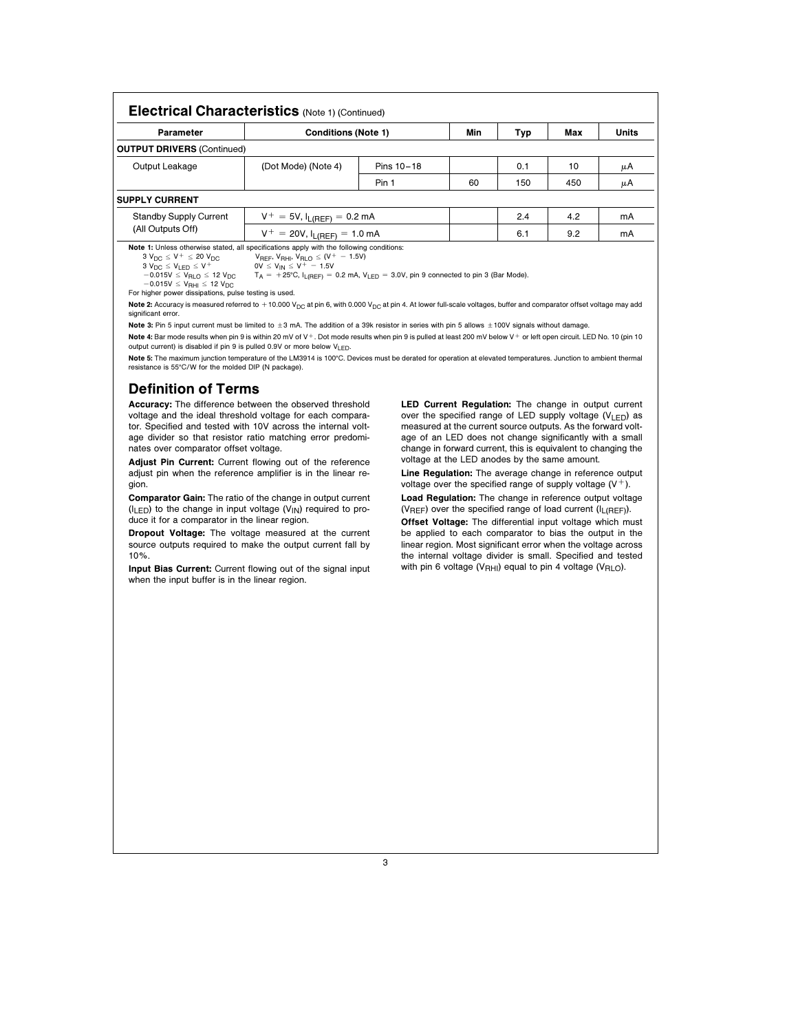## Electrical Characteristics (Note 1) (Continued)

| Parameter | Conditions (Note 1) | | Min | Typ | Max | Units |
|---|---|---|---|---|---|---|
| **OUTPUT DRIVERS** (Continued) | | | | | | |
| Output Leakage | (Dot Mode) (Note 4) | Pins 10–18 | | 0.1 | 10 | μA |
| | | Pin 1 | 60 | 150 | 450 | μA |
| **SUPPLY CURRENT** | | | | | | |
| Standby Supply Current (All Outputs Off) | $V^+ = 5V$, $I_{L(REF)} = 0.2$ mA | | | 2.4 | 4.2 | mA |
| | $V^+ = 20V$, $I_{L(REF)} = 1.0$ mA | | | 6.1 | 9.2 | mA |

**Note 1:** Unless otherwise stated, all specifications apply with the following conditions:

$3\ V_{DC} \leq V^+ \leq 20\ V_{DC}$ $\quad V_{REF}, V_{RHI}, V_{RLO} \leq (V^+ - 1.5V)$

$3\ V_{DC} \leq V_{LED} \leq V^+$ $\quad 0V \leq V_{IN} \leq V^+ - 1.5V$

$-0.015V \leq V_{RLO} \leq 12\ V_{DC}$ $\quad T_A = +25°C$, $I_{L(REF)} = 0.2$ mA, $V_{LED} = 3.0V$, pin 9 connected to pin 3 (Bar Mode).

$-0.015V \leq V_{RHI} \leq 12\ V_{DC}$

For higher power dissipations, pulse testing is used.

**Note 2:** Accuracy is measured referred to $+10.000\ V_{DC}$ at pin 6, with $0.000\ V_{DC}$ at pin 4. At lower full-scale voltages, buffer and comparator offset voltage may add significant error.

**Note 3:** Pin 5 input current must be limited to ±3 mA. The addition of a 39k resistor in series with pin 5 allows ±100V signals without damage.

**Note 4:** Bar mode results when pin 9 is within 20 mV of $V^+$. Dot mode results when pin 9 is pulled at least 200 mV below $V^+$ or left open circuit. LED No. 10 (pin 10 output current) is disabled if pin 9 is pulled 0.9V or more below $V_{LED}$.

**Note 5:** The maximum junction temperature of the LM3914 is 100°C. Devices must be derated for operation at elevated temperatures. Junction to ambient thermal resistance is 55°C/W for the molded DIP (N package).

## Definition of Terms

**Accuracy:** The difference between the observed threshold voltage and the ideal threshold voltage for each comparator. Specified and tested with 10V across the internal voltage divider so that resistor ratio matching error predominates over comparator offset voltage.

**Adjust Pin Current:** Current flowing out of the reference adjust pin when the reference amplifier is in the linear region.

**Comparator Gain:** The ratio of the change in output current ($I_{LED}$) to the change in input voltage ($V_{IN}$) required to produce it for a comparator in the linear region.

**Dropout Voltage:** The voltage measured at the current source outputs required to make the output current fall by 10%.

**Input Bias Current:** Current flowing out of the signal input when the input buffer is in the linear region.

**LED Current Regulation:** The change in output current over the specified range of LED supply voltage ($V_{LED}$) as measured at the current source outputs. As the forward voltage of an LED does not change significantly with a small change in forward current, this is equivalent to changing the voltage at the LED anodes by the same amount.

**Line Regulation:** The average change in reference output voltage over the specified range of supply voltage ($V^+$).

**Load Regulation:** The change in reference output voltage ($V_{REF}$) over the specified range of load current ($I_{L(REF)}$).

**Offset Voltage:** The differential input voltage which must be applied to each comparator to bias the output in the linear region. Most significant error when the voltage across the internal voltage divider is small. Specified and tested with pin 6 voltage ($V_{RHI}$) equal to pin 4 voltage ($V_{RLO}$).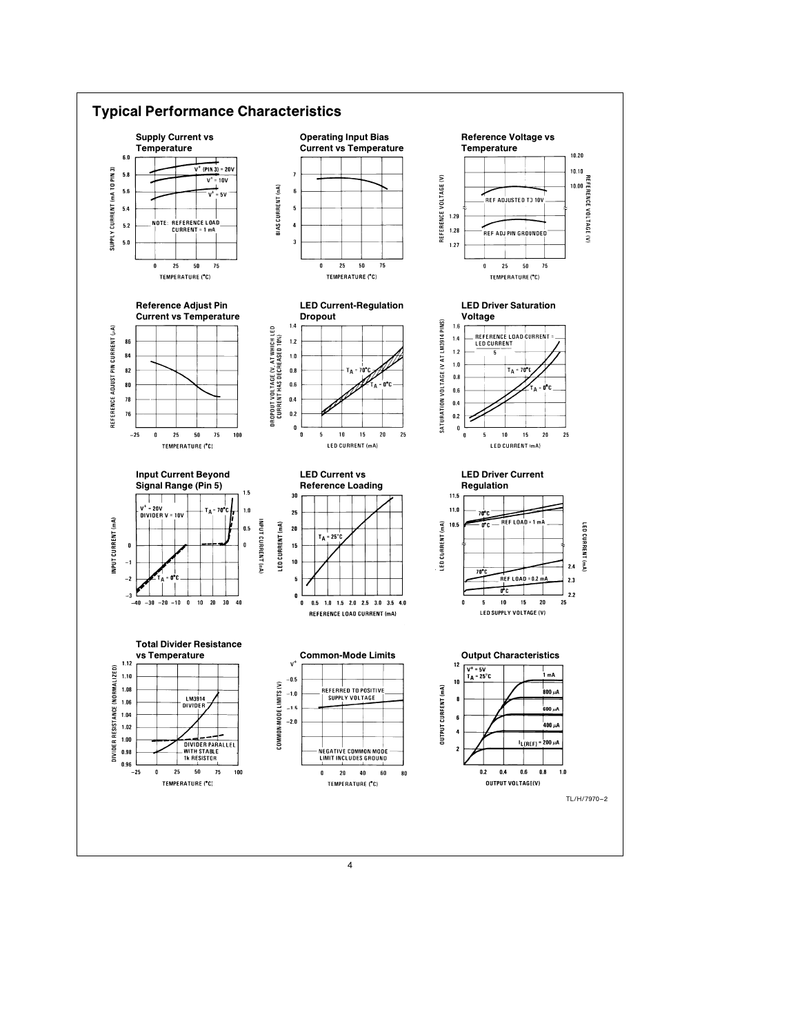## Typical Performance Characteristics

**Supply Current vs Temperature**

**Operating Input Bias Current vs Temperature**

**Reference Voltage vs Temperature**

**Reference Adjust Pin Current vs Temperature**

**LED Current-Regulation Dropout**

**LED Driver Saturation Voltage**

**Input Current Beyond Signal Range (Pin 5)**

**LED Current vs Reference Loading**

**LED Driver Current Regulation**

**Total Divider Resistance vs Temperature**

**Common-Mode Limits**

**Output Characteristics**

TL/H/7970–2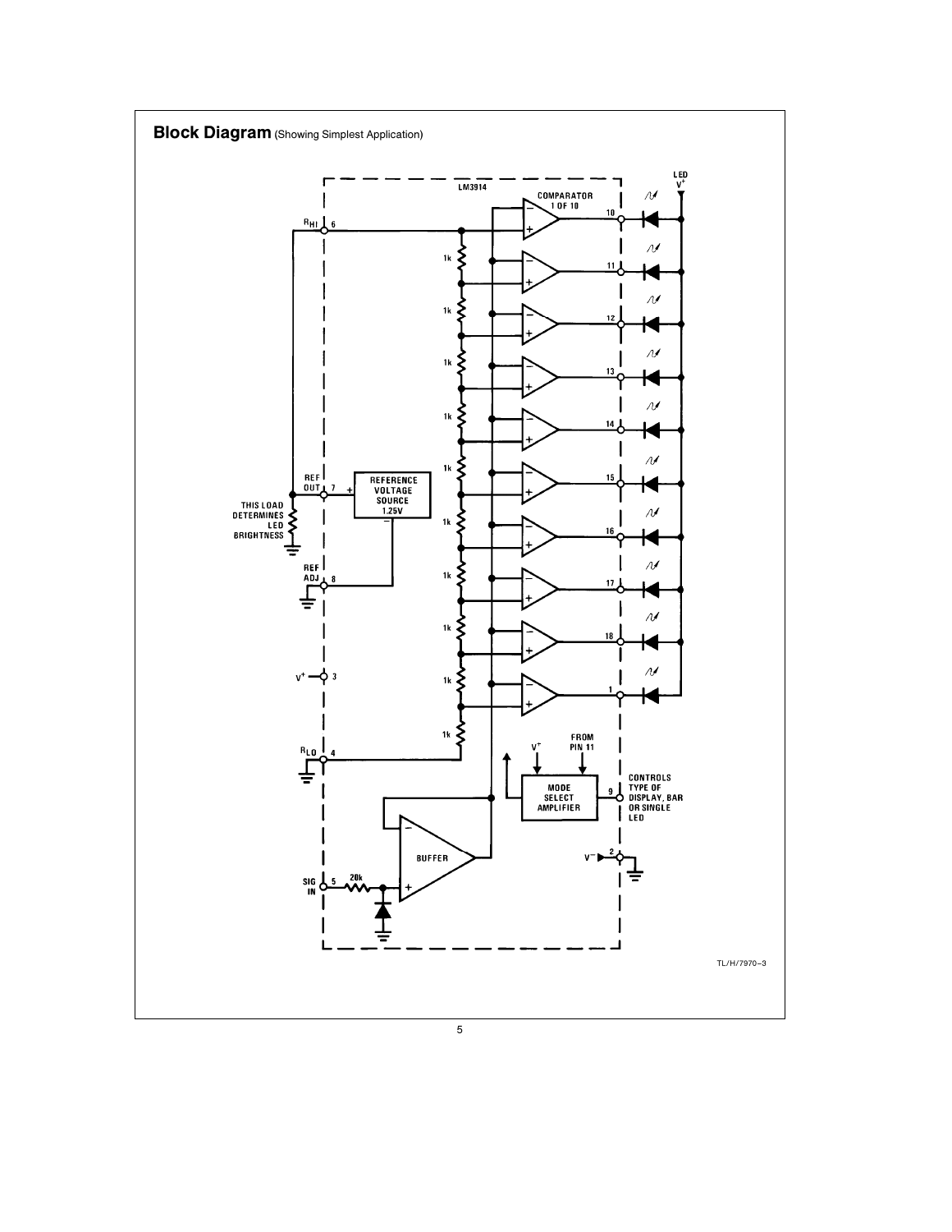## Block Diagram (Showing Simplest Application)

TL/H/7970–3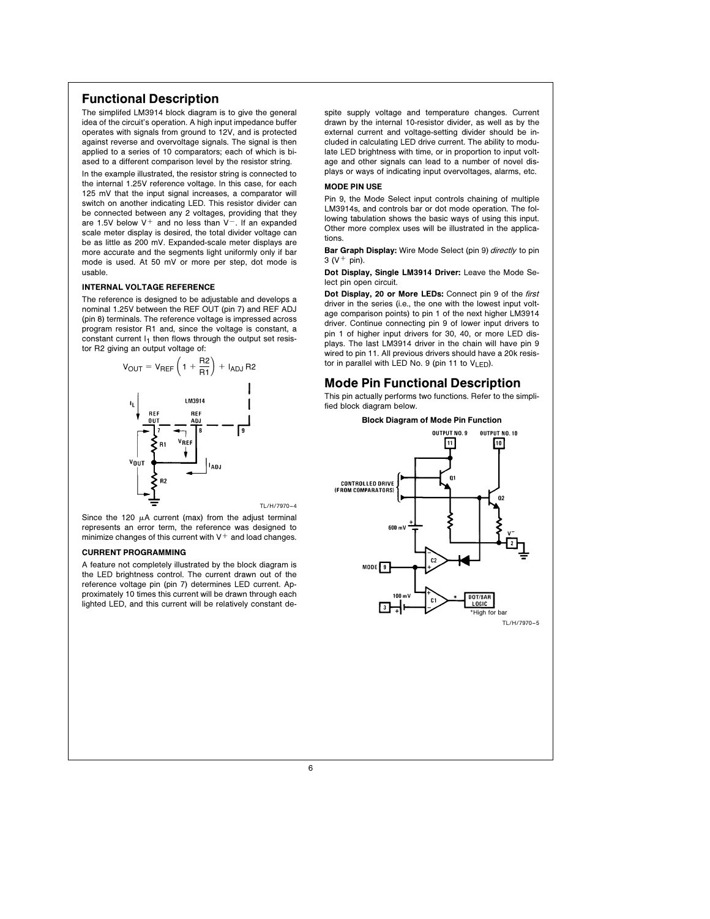## Functional Description

The simplifed LM3914 block diagram is to give the general idea of the circuit's operation. A high input impedance buffer operates with signals from ground to 12V, and is protected against reverse and overvoltage signals. The signal is then applied to a series of 10 comparators; each of which is biased to a different comparison level by the resistor string.

In the example illustrated, the resistor string is connected to the internal 1.25V reference voltage. In this case, for each 125 mV that the input signal increases, a comparator will switch on another indicating LED. This resistor divider can be connected between any 2 voltages, providing that they are 1.5V below $V^+$ and no less than $V^-$. If an expanded scale meter display is desired, the total divider voltage can be as little as 200 mV. Expanded-scale meter displays are more accurate and the segments light uniformly only if bar mode is used. At 50 mV or more per step, dot mode is usable.

### INTERNAL VOLTAGE REFERENCE

The reference is designed to be adjustable and develops a nominal 1.25V between the REF OUT (pin 7) and REF ADJ (pin 8) terminals. The reference voltage is impressed across program resistor R1 and, since the voltage is constant, a constant current $I_1$ then flows through the output set resistor R2 giving an output voltage of:

$$V_{OUT} = V_{REF}\left(1 + \frac{R2}{R1}\right) + I_{ADJ}\,R2$$

TL/H/7970–4

Since the 120 μA current (max) from the adjust terminal represents an error term, the reference was designed to minimize changes of this current with $V^+$ and load changes.

### CURRENT PROGRAMMING

A feature not completely illustrated by the block diagram is the LED brightness control. The current drawn out of the reference voltage pin (pin 7) determines LED current. Approximately 10 times this current will be drawn through each lighted LED, and this current will be relatively constant despite supply voltage and temperature changes. Current drawn by the internal 10-resistor divider, as well as by the external current and voltage-setting divider should be included in calculating LED drive current. The ability to modulate LED brightness with time, or in proportion to input voltage and other signals can lead to a number of novel displays or ways of indicating input overvoltages, alarms, etc.

### MODE PIN USE

Pin 9, the Mode Select input controls chaining of multiple LM3914s, and controls bar or dot mode operation. The following tabulation shows the basic ways of using this input. Other more complex uses will be illustrated in the applications.

**Bar Graph Display:** Wire Mode Select (pin 9) *directly* to pin 3 ($V^+$ pin).

**Dot Display, Single LM3914 Driver:** Leave the Mode Select pin open circuit.

**Dot Display, 20 or More LEDs:** Connect pin 9 of the *first* driver in the series (i.e., the one with the lowest input voltage comparison points) to pin 1 of the next higher LM3914 driver. Continue connecting pin 9 of lower input drivers to pin 1 of higher input drivers for 30, 40, or more LED displays. The last LM3914 driver in the chain will have pin 9 wired to pin 11. All previous drivers should have a 20k resistor in parallel with LED No. 9 (pin 11 to $V_{LED}$).

## Mode Pin Functional Description

This pin actually performs two functions. Refer to the simplified block diagram below.

**Block Diagram of Mode Pin Function**

*High for bar

TL/H/7970–5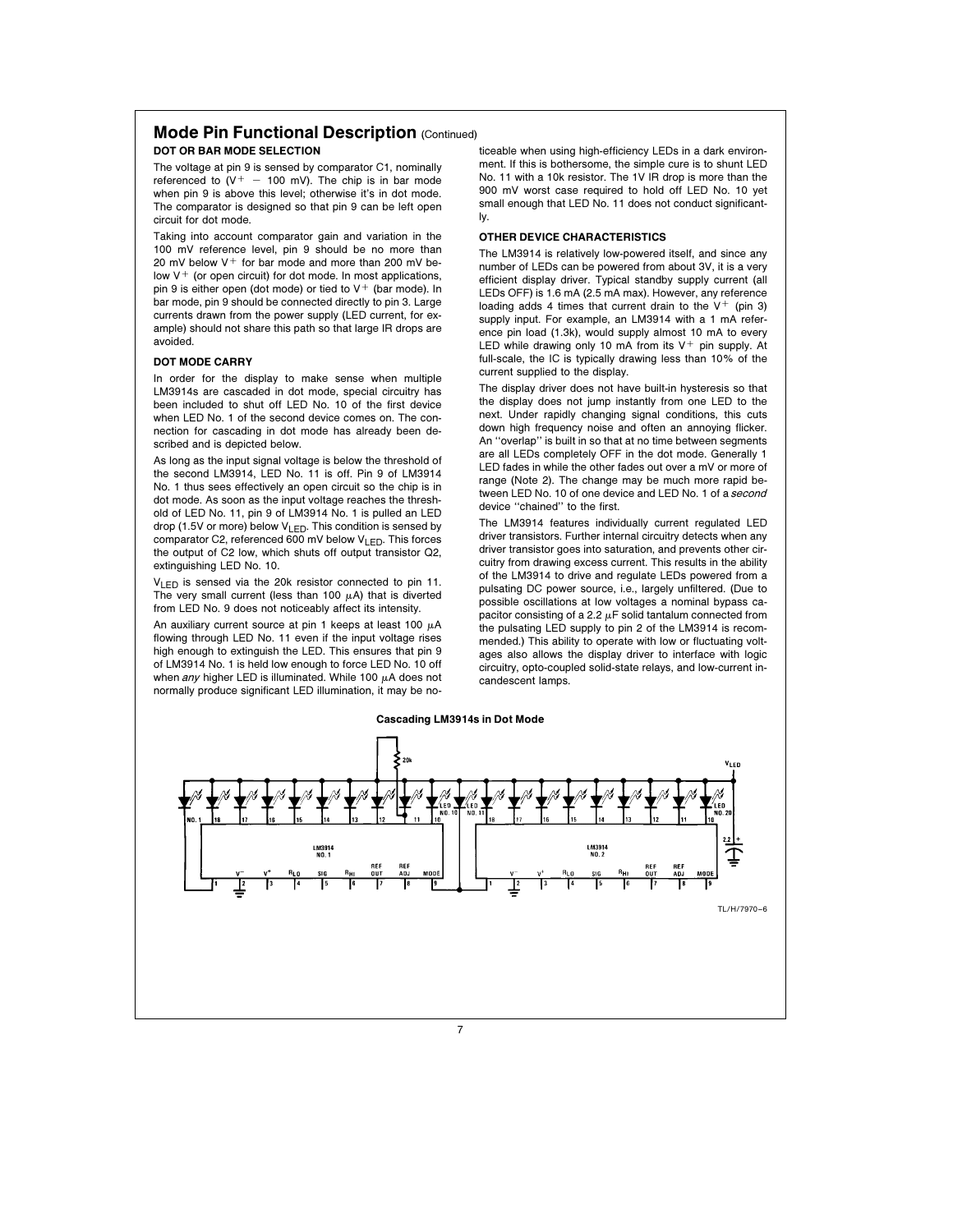## Mode Pin Functional Description (Continued)

**DOT OR BAR MODE SELECTION**

The voltage at pin 9 is sensed by comparator C1, nominally referenced to ($V^+$ − 100 mV). The chip is in bar mode when pin 9 is above this level; otherwise it's in dot mode. The comparator is designed so that pin 9 can be left open circuit for dot mode.

Taking into account comparator gain and variation in the 100 mV reference level, pin 9 should be no more than 20 mV below $V^+$ for bar mode and more than 200 mV below $V^+$ (or open circuit) for dot mode. In most applications, pin 9 is either open (dot mode) or tied to $V^+$ (bar mode). In bar mode, pin 9 should be connected directly to pin 3. Large currents drawn from the power supply (LED current, for example) should not share this path so that large IR drops are avoided.

**DOT MODE CARRY**

In order for the display to make sense when multiple LM3914s are cascaded in dot mode, special circuitry has been included to shut off LED No. 10 of the first device when LED No. 1 of the second device comes on. The connection for cascading in dot mode has already been described and is depicted below.

As long as the input signal voltage is below the threshold of the second LM3914, LED No. 11 is off. Pin 9 of LM3914 No. 1 thus sees effectively an open circuit so the chip is in dot mode. As soon as the input voltage reaches the threshold of LED No. 11, pin 9 of LM3914 No. 1 is pulled an LED drop (1.5V or more) below $V_{LED}$. This condition is sensed by comparator C2, referenced 600 mV below $V_{LED}$. This forces the output of C2 low, which shuts off output transistor Q2, extinguishing LED No. 10.

$V_{LED}$ is sensed via the 20k resistor connected to pin 11. The very small current (less than 100 μA) that is diverted from LED No. 9 does not noticeably affect its intensity.

An auxiliary current source at pin 1 keeps at least 100 μA flowing through LED No. 11 even if the input voltage rises high enough to extinguish the LED. This ensures that pin 9 of LM3914 No. 1 is held low enough to force LED No. 10 off when *any* higher LED is illuminated. While 100 μA does not normally produce significant LED illumination, it may be noticeable when using high-efficiency LEDs in a dark environment. If this is bothersome, the simple cure is to shunt LED No. 11 with a 10k resistor. The 1V IR drop is more than the 900 mV worst case required to hold off LED No. 10 yet small enough that LED No. 11 does not conduct significantly.

**OTHER DEVICE CHARACTERISTICS**

The LM3914 is relatively low-powered itself, and since any number of LEDs can be powered from about 3V, it is a very efficient display driver. Typical standby supply current (all LEDs OFF) is 1.6 mA (2.5 mA max). However, any reference loading adds 4 times that current drain to the $V^+$ (pin 3) supply input. For example, an LM3914 with a 1 mA reference pin load (1.3k), would supply almost 10 mA to every LED while drawing only 10 mA from its $V^+$ pin supply. At full-scale, the IC is typically drawing less than 10% of the current supplied to the display.

The display driver does not have built-in hysteresis so that the display does not jump instantly from one LED to the next. Under rapidly changing signal conditions, this cuts down high frequency noise and often an annoying flicker. An "overlap" is built in so that at no time between segments are all LEDs completely OFF in the dot mode. Generally 1 LED fades in while the other fades out over a mV or more of range (Note 2). The change may be much more rapid between LED No. 10 of one device and LED No. 1 of a *second* device "chained" to the first.

The LM3914 features individually current regulated LED driver transistors. Further internal circuitry detects when any driver transistor goes into saturation, and prevents other circuitry from drawing excess current. This results in the ability of the LM3914 to drive and regulate LEDs powered from a pulsating DC power source, i.e., largely unfiltered. (Due to possible oscillations at low voltages a nominal bypass capacitor consisting of a 2.2 μF solid tantalum connected from the pulsating LED supply to pin 2 of the LM3914 is recommended.) This ability to operate with low or fluctuating voltages also allows the display driver to interface with logic circuitry, opto-coupled solid-state relays, and low-current incandescent lamps.

**Cascading LM3914s in Dot Mode**

TL/H/7970–6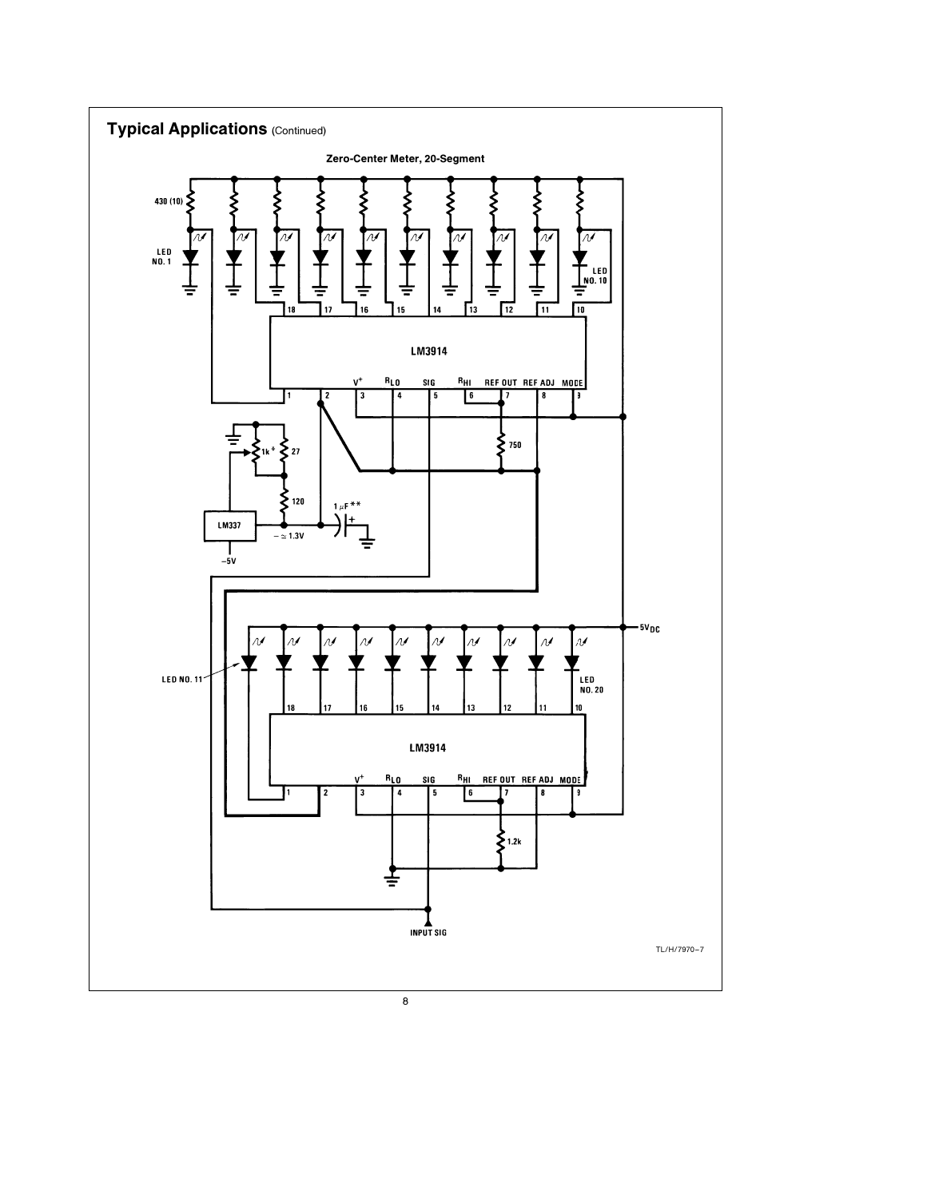## Typical Applications (Continued)

**Zero-Center Meter, 20-Segment**

TL/H/7970–7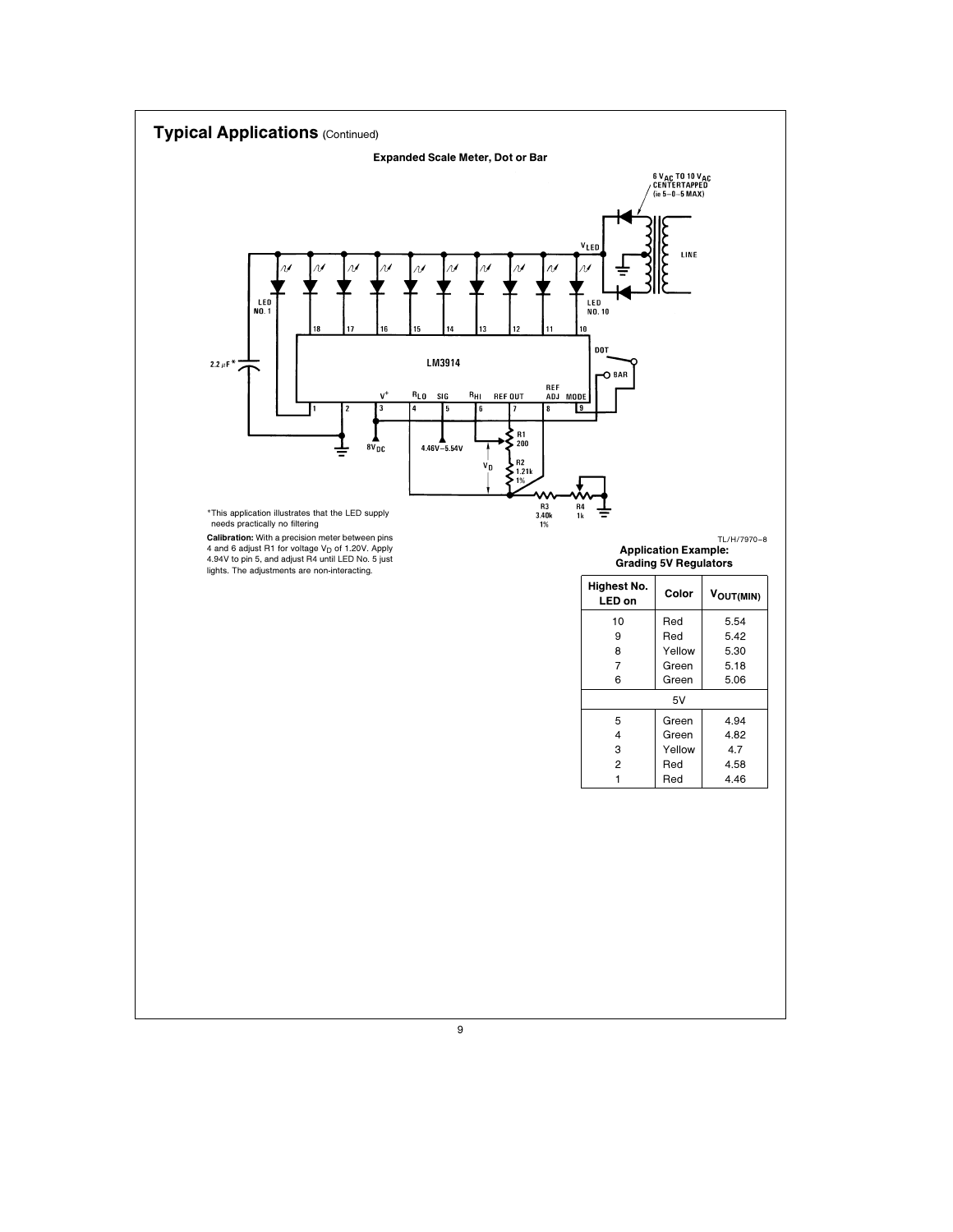## Typical Applications (Continued)

**Expanded Scale Meter, Dot or Bar**

*This application illustrates that the LED supply needs practically no filtering

**Calibration:** With a precision meter between pins 4 and 6 adjust R1 for voltage $V_D$ of 1.20V. Apply 4.94V to pin 5, and adjust R4 until LED No. 5 just lights. The adjustments are non-interacting.

TL/H/7970–8

**Application Example: Grading 5V Regulators**

| Highest No. LED on | Color | $V_{OUT(MIN)}$ |
|---|---|---|
| 10 | Red | 5.54 |
| 9 | Red | 5.42 |
| 8 | Yellow | 5.30 |
| 7 | Green | 5.18 |
| 6 | Green | 5.06 |
| | 5V | |
| 5 | Green | 4.94 |
| 4 | Green | 4.82 |
| 3 | Yellow | 4.7 |
| 2 | Red | 4.58 |
| 1 | Red | 4.46 |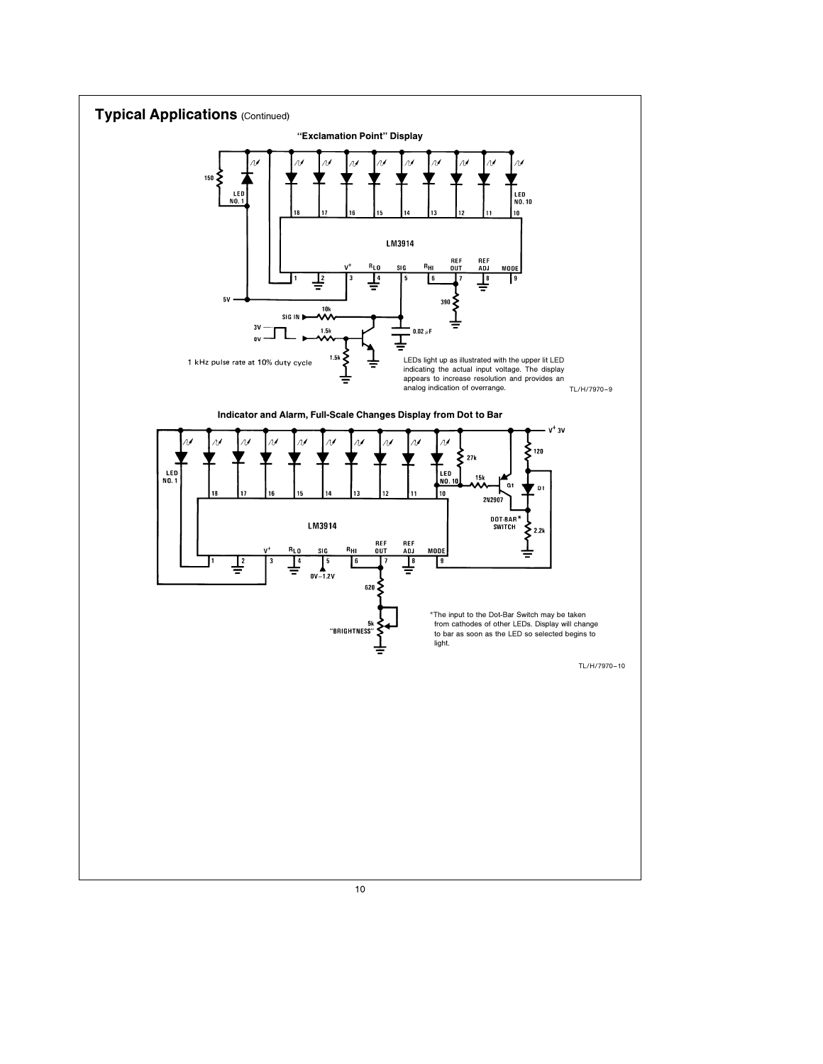## Typical Applications (Continued)

### "Exclamation Point" Display

1 kHz pulse rate at 10% duty cycle

LEDs light up as illustrated with the upper lit LED indicating the actual input voltage. The display appears to increase resolution and provides an analog indication of overrange.

TL/H/7970–9

### Indicator and Alarm, Full-Scale Changes Display from Dot to Bar

*The input to the Dot-Bar Switch may be taken from cathodes of other LEDs. Display will change to bar as soon as the LED so selected begins to light.

TL/H/7970–10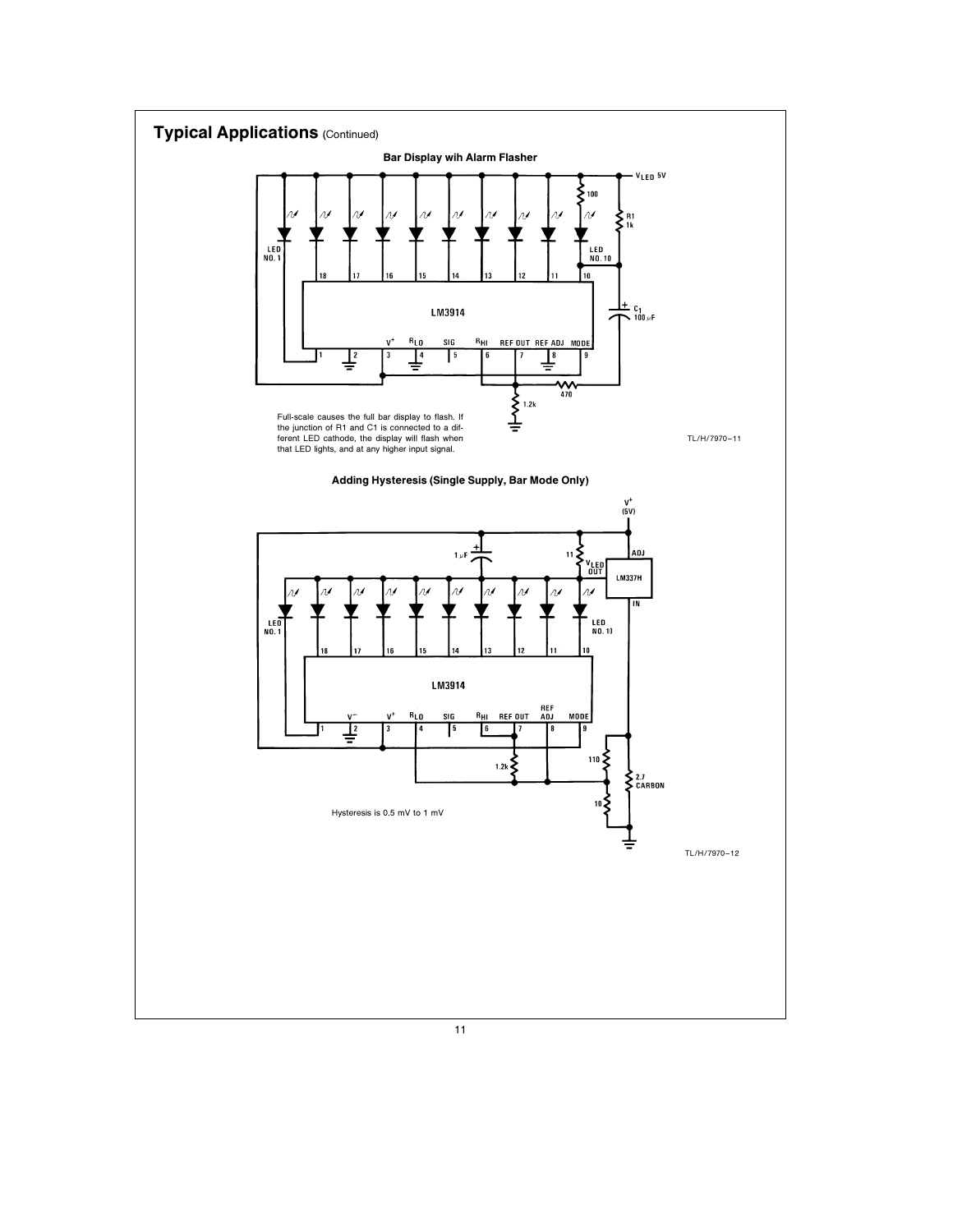## Typical Applications (Continued)

**Bar Display wih Alarm Flasher**

Full-scale causes the full bar display to flash. If the junction of R1 and C1 is connected to a different LED cathode, the display will flash when that LED lights, and at any higher input signal.

TL/H/7970–11

**Adding Hysteresis (Single Supply, Bar Mode Only)**

Hysteresis is 0.5 mV to 1 mV

TL/H/7970–12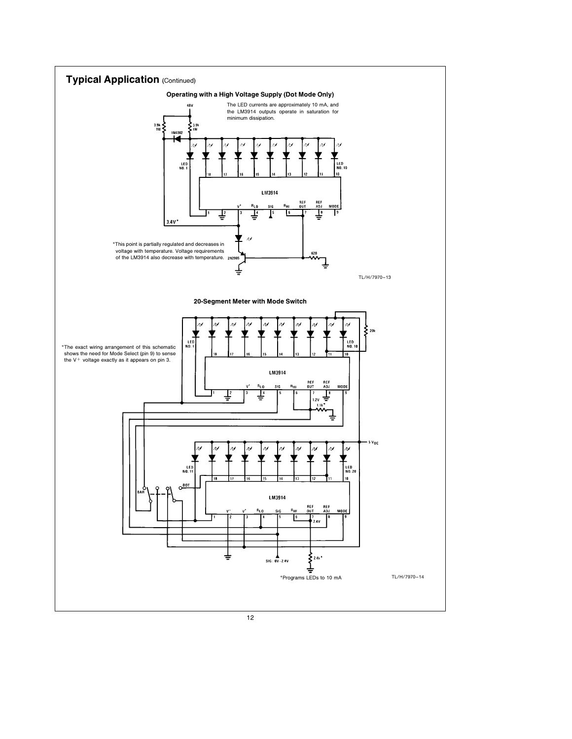## Typical Application (Continued)

### Operating with a High Voltage Supply (Dot Mode Only)

The LED currents are approximately 10 mA, and the LM3914 outputs operate in saturation for minimum dissipation.

*This point is partially regulated and decreases in voltage with temperature. Voltage requirements of the LM3914 also decrease with temperature.

TL/H/7970–13

### 20-Segment Meter with Mode Switch

*The exact wiring arrangement of this schematic shows the need for Mode Select (pin 9) to sense the V+ voltage exactly as it appears on pin 3.

*Programs LEDs to 10 mA

TL/H/7970–14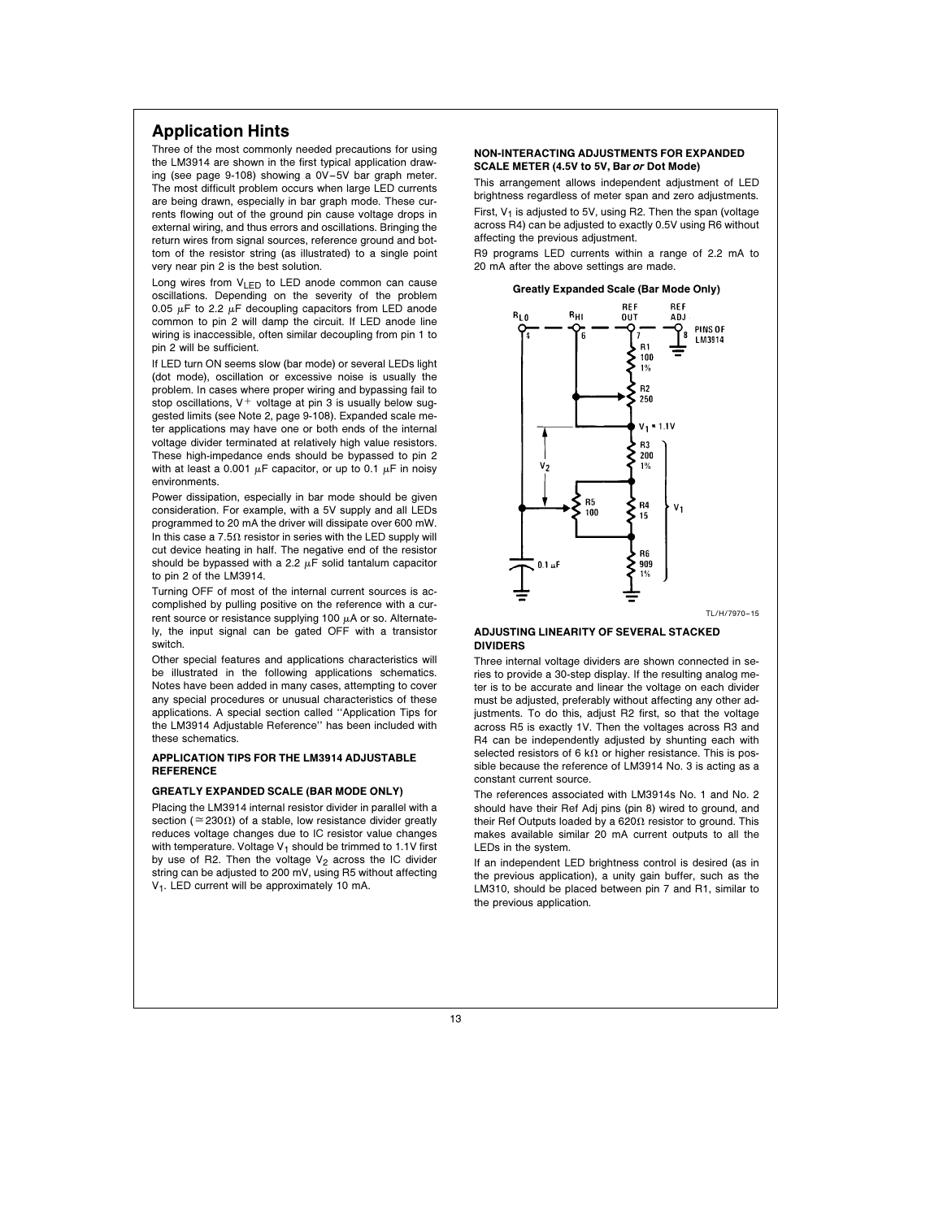## Application Hints

Three of the most commonly needed precautions for using the LM3914 are shown in the first typical application drawing (see page 9-108) showing a 0V–5V bar graph meter. The most difficult problem occurs when large LED currents are being drawn, especially in bar graph mode. These currents flowing out of the ground pin cause voltage drops in external wiring, and thus errors and oscillations. Bringing the return wires from signal sources, reference ground and bottom of the resistor string (as illustrated) to a single point very near pin 2 is the best solution.

Long wires from $V_{LED}$ to LED anode common can cause oscillations. Depending on the severity of the problem 0.05 μF to 2.2 μF decoupling capacitors from LED anode common to pin 2 will damp the circuit. If LED anode line wiring is inaccessible, often similar decoupling from pin 1 to pin 2 will be sufficient.

If LED turn ON seems slow (bar mode) or several LEDs light (dot mode), oscillation or excessive noise is usually the problem. In cases where proper wiring and bypassing fail to stop oscillations, $V^+$ voltage at pin 3 is usually below suggested limits (see Note 2, page 9-108). Expanded scale meter applications may have one or both ends of the internal voltage divider terminated at relatively high value resistors. These high-impedance ends should be bypassed to pin 2 with at least a 0.001 μF capacitor, or up to 0.1 μF in noisy environments.

Power dissipation, especially in bar mode should be given consideration. For example, with a 5V supply and all LEDs programmed to 20 mA the driver will dissipate over 600 mW. In this case a 7.5Ω resistor in series with the LED supply will cut device heating in half. The negative end of the resistor should be bypassed with a 2.2 μF solid tantalum capacitor to pin 2 of the LM3914.

Turning OFF of most of the internal current sources is accomplished by pulling positive on the reference with a current source or resistance supplying 100 μA or so. Alternately, the input signal can be gated OFF with a transistor switch.

Other special features and applications characteristics will be illustrated in the following applications schematics. Notes have been added in many cases, attempting to cover any special procedures or unusual characteristics of these applications. A special section called "Application Tips for the LM3914 Adjustable Reference" has been included with these schematics.

### APPLICATION TIPS FOR THE LM3914 ADJUSTABLE REFERENCE

### GREATLY EXPANDED SCALE (BAR MODE ONLY)

Placing the LM3914 internal resistor divider in parallel with a section (≅230Ω) of a stable, low resistance divider greatly reduces voltage changes due to IC resistor value changes with temperature. Voltage $V_1$ should be trimmed to 1.1V first by use of R2. Then the voltage $V_2$ across the IC divider string can be adjusted to 200 mV, using R5 without affecting $V_1$. LED current will be approximately 10 mA.

### NON-INTERACTING ADJUSTMENTS FOR EXPANDED SCALE METER (4.5V to 5V, Bar *or* Dot Mode)

This arrangement allows independent adjustment of LED brightness regardless of meter span and zero adjustments.

First, $V_1$ is adjusted to 5V, using R2. Then the span (voltage across R4) can be adjusted to exactly 0.5V using R6 without affecting the previous adjustment.

R9 programs LED currents within a range of 2.2 mA to 20 mA after the above settings are made.

**Greatly Expanded Scale (Bar Mode Only)**

TL/H/7970–15

### ADJUSTING LINEARITY OF SEVERAL STACKED DIVIDERS

Three internal voltage dividers are shown connected in series to provide a 30-step display. If the resulting analog meter is to be accurate and linear the voltage on each divider must be adjusted, preferably without affecting any other adjustments. To do this, adjust R2 first, so that the voltage across R5 is exactly 1V. Then the voltages across R3 and R4 can be independently adjusted by shunting each with selected resistors of 6 kΩ or higher resistance. This is possible because the reference of LM3914 No. 3 is acting as a constant current source.

The references associated with LM3914s No. 1 and No. 2 should have their Ref Adj pins (pin 8) wired to ground, and their Ref Outputs loaded by a 620Ω resistor to ground. This makes available similar 20 mA current outputs to all the LEDs in the system.

If an independent LED brightness control is desired (as in the previous application), a unity gain buffer, such as the LM310, should be placed between pin 7 and R1, similar to the previous application.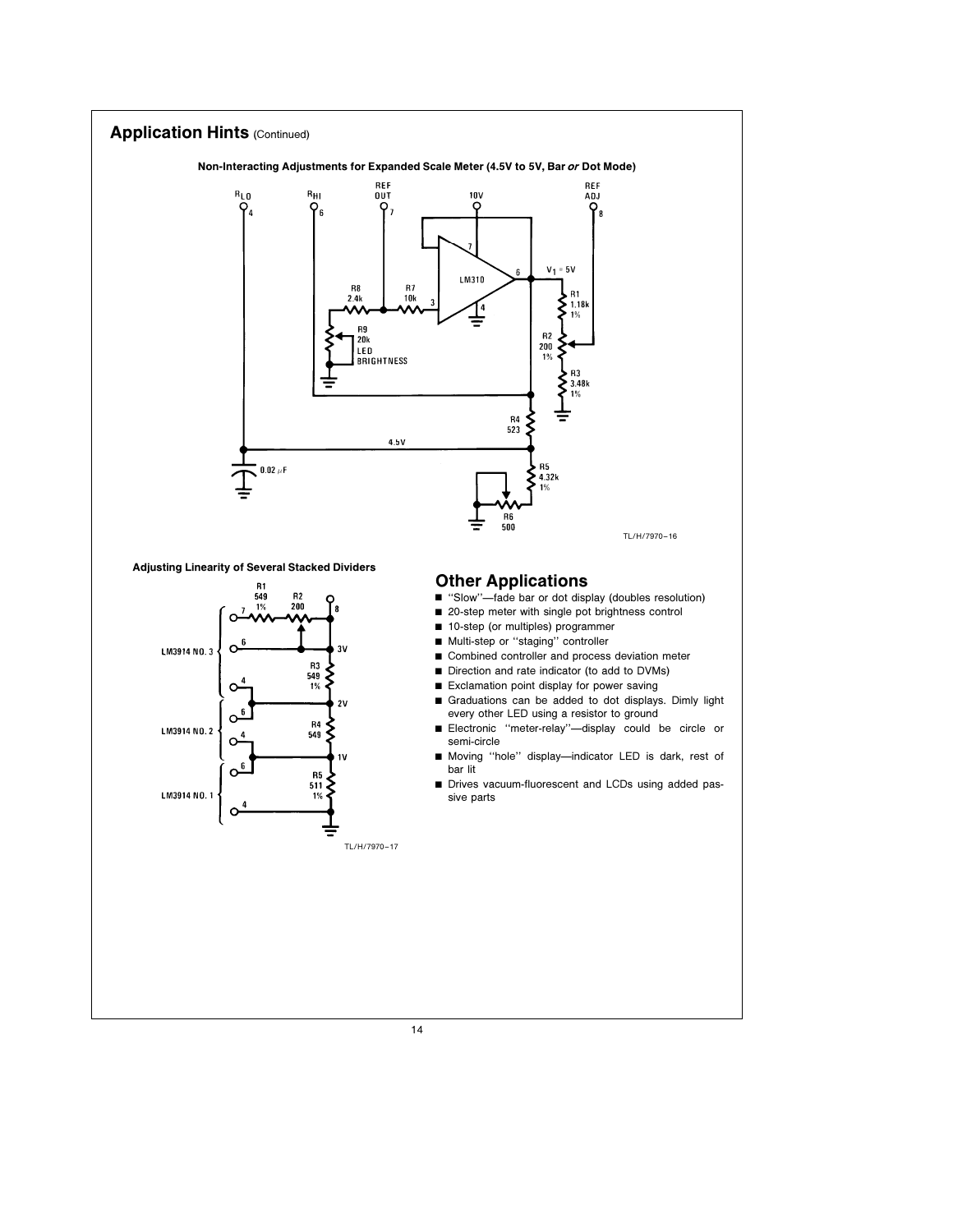## Application Hints (Continued)

**Non-Interacting Adjustments for Expanded Scale Meter (4.5V to 5V, Bar *or* Dot Mode)**

TL/H/7970–16

**Adjusting Linearity of Several Stacked Dividers**

TL/H/7970–17

## Other Applications

- "Slow"—fade bar or dot display (doubles resolution)
- 20-step meter with single pot brightness control
- 10-step (or multiples) programmer
- Multi-step or "staging" controller
- Combined controller and process deviation meter
- Direction and rate indicator (to add to DVMs)
- Exclamation point display for power saving
- Graduations can be added to dot displays. Dimly light every other LED using a resistor to ground
- Electronic "meter-relay"—display could be circle or semi-circle
- Moving "hole" display—indicator LED is dark, rest of bar lit
- Drives vacuum-fluorescent and LCDs using added passive parts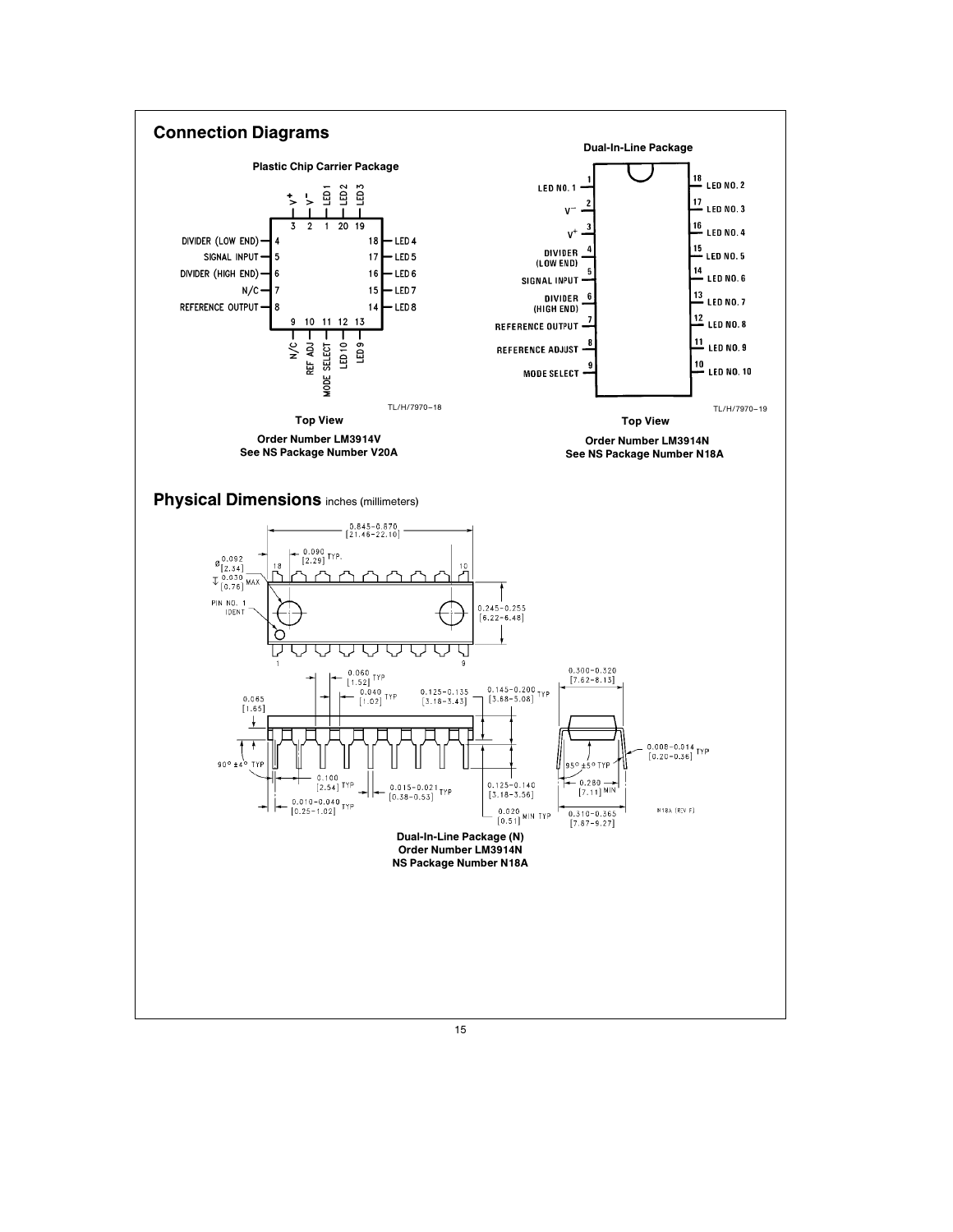## Connection Diagrams

**Plastic Chip Carrier Package**

| Pin | Function |
|---|---|
| 1 | LED 1 |
| 2 | V⁻ |
| 3 | V⁺ |
| 4 | DIVIDER (LOW END) |
| 5 | SIGNAL INPUT |
| 6 | DIVIDER (HIGH END) |
| 7 | N/C |
| 8 | REFERENCE OUTPUT |
| 9 | N/C |
| 10 | REF ADJ |
| 11 | MODE SELECT |
| 12 | LED 10 |
| 13 | LED 9 |
| 14 | LED 8 |
| 15 | LED 7 |
| 16 | LED 6 |
| 17 | LED 5 |
| 18 | LED 4 |
| 19 | LED 3 |
| 20 | LED 2 |

TL/H/7970–18

**Top View**

**Order Number LM3914V**
**See NS Package Number V20A**

**Dual-In-Line Package**

| Pin | Function | Pin | Function |
|---|---|---|---|
| 1 | LED NO. 1 | 18 | LED NO. 2 |
| 2 | V⁻ | 17 | LED NO. 3 |
| 3 | V⁺ | 16 | LED NO. 4 |
| 4 | DIVIDER (LOW END) | 15 | LED NO. 5 |
| 5 | SIGNAL INPUT | 14 | LED NO. 6 |
| 6 | DIVIDER (HIGH END) | 13 | LED NO. 7 |
| 7 | REFERENCE OUTPUT | 12 | LED NO. 8 |
| 8 | REFERENCE ADJUST | 11 | LED NO. 9 |
| 9 | MODE SELECT | 10 | LED NO. 10 |

TL/H/7970–19

**Top View**

**Order Number LM3914N**
**See NS Package Number N18A**

## Physical Dimensions inches (millimeters)

0.845–0.870 [21.46–22.10]; 0.090 [2.29] TYP.; Ø 0.092 [2.34]; 0.030 [0.76] MAX; PIN NO. 1 IDENT; 0.245–0.255 [6.22–6.48]; 0.060 [1.52] TYP; 0.040 [1.02] TYP; 0.065 [1.65]; 0.125–0.135 [3.18–3.43]; 0.145–0.200 [3.68–5.08] TYP; 0.300–0.320 [7.62–8.13]; 90° ±4° TYP; 0.100 [2.54] TYP; 0.015–0.021 [0.38–0.53] TYP; 0.010–0.040 [0.25–1.02] TYP; 0.125–0.140 [3.18–3.56]; 0.020 [0.51] MIN TYP; 95° ±5° TYP; 0.280 [7.11] MIN; 0.008–0.014 [0.20–0.36] TYP; 0.310–0.365 [7.87–9.27]

N18A (REV F)

**Dual-In-Line Package (N)**
**Order Number LM3914N**
**NS Package Number N18A**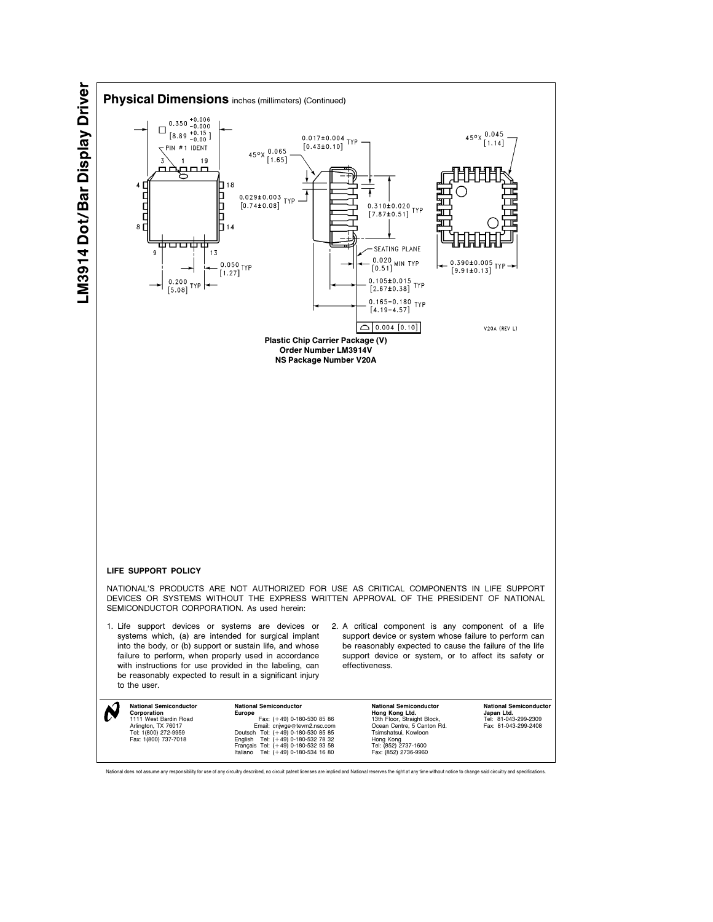## Physical Dimensions inches (millimeters) (Continued)

0.350 +0.006 −0.000 [8.89 +0.15 −0.00]

PIN #1 IDENT

3 1 19

4 18

8 14

9 13

0.050 [1.27] TYP

0.200 [5.08] TYP

45° X 0.065 [1.65]

0.017±0.004 [0.43±0.10] TYP

0.029±0.003 [0.74±0.08] TYP

0.310±0.020 [7.87±0.51] TYP

SEATING PLANE

0.020 [0.51] MIN TYP

0.105±0.015 [2.67±0.38] TYP

0.165–0.180 [4.19–4.57] TYP

0.004 [0.10]

45° X 0.045 [1.14]

0.390±0.005 [9.91±0.13] TYP

V20A (REV L)

**Plastic Chip Carrier Package (V)**
**Order Number LM3914V**
**NS Package Number V20A**

### LIFE SUPPORT POLICY

NATIONAL'S PRODUCTS ARE NOT AUTHORIZED FOR USE AS CRITICAL COMPONENTS IN LIFE SUPPORT DEVICES OR SYSTEMS WITHOUT THE EXPRESS WRITTEN APPROVAL OF THE PRESIDENT OF NATIONAL SEMICONDUCTOR CORPORATION. As used herein:

1. Life support devices or systems are devices or systems which, (a) are intended for surgical implant into the body, or (b) support or sustain life, and whose failure to perform, when properly used in accordance with instructions for use provided in the labeling, can be reasonably expected to result in a significant injury to the user.
2. A critical component is any component of a life support device or system whose failure to perform can be reasonably expected to cause the failure of the life support device or system, or to affect its safety or effectiveness.

**National Semiconductor Corporation**
1111 West Bardin Road
Arlington, TX 76017
Tel: 1(800) 272-9959
Fax: 1(800) 737-7018

**National Semiconductor Europe**
Fax: (+49) 0-180-530 85 86
Email: cnjwge@tevm2.nsc.com
Deutsch Tel: (+49) 0-180-530 85 85
English Tel: (+49) 0-180-532 78 32
Français Tel: (+49) 0-180-532 93 58
Italiano Tel: (+49) 0-180-534 16 80

**National Semiconductor Hong Kong Ltd.**
13th Floor, Straight Block,
Ocean Centre, 5 Canton Rd.
Tsimshatsui, Kowloon
Hong Kong
Tel: (852) 2737-1600
Fax: (852) 2736-9960

**National Semiconductor Japan Ltd.**
Tel: 81-043-299-2309
Fax: 81-043-299-2408

National does not assume any responsibility for use of any circuitry described, no circuit patent licenses are implied and National reserves the right at any time without notice to change said circuitry and specifications.